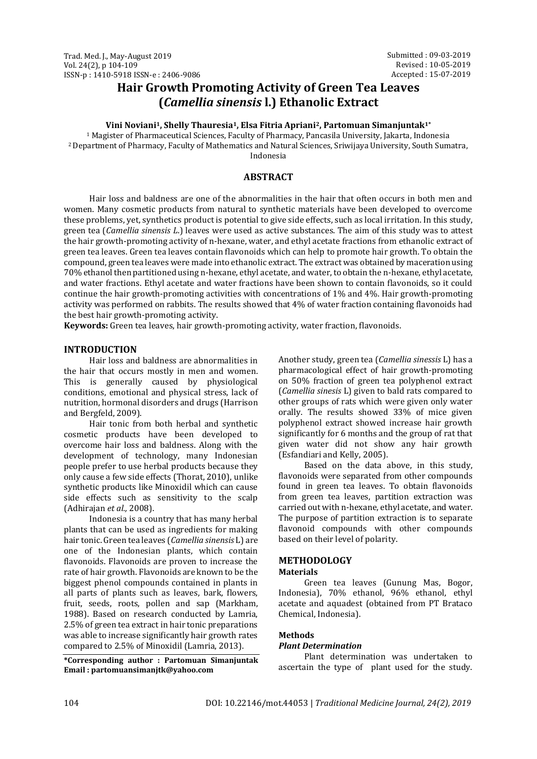Submitted : 09-03-2019
Revised : 10-05-2019
Accepted : 15-07-2019

# Hair Growth Promoting Activity of Green Tea Leaves (*Camellia sinensis* l.) Ethanolic Extract

**Vini Noviani[1], Shelly Thauresia[1], Elsa Fitria Apriani[2], Partomuan Simanjuntak[1]***

[1] Magister of Pharmaceutical Sciences, Faculty of Pharmacy, Pancasila University, Jakarta, Indonesia
[2] Department of Pharmacy, Faculty of Mathematics and Natural Sciences, Sriwijaya University, South Sumatra, Indonesia

## ABSTRACT

Hair loss and baldness are one of the abnormalities in the hair that often occurs in both men and women. Many cosmetic products from natural to synthetic materials have been developed to overcome these problems, yet, synthetics product is potential to give side effects, such as local irritation. In this study, green tea (*Camellia sinensis L.*) leaves were used as active substances. The aim of this study was to attest the hair growth-promoting activity of n-hexane, water, and ethyl acetate fractions from ethanolic extract of green tea leaves. Green tea leaves contain flavonoids which can help to promote hair growth. To obtain the compound, green tea leaves were made into ethanolic extract. The extract was obtained by maceration using 70% ethanol then partitioned using n-hexane, ethyl acetate, and water, to obtain the n-hexane, ethyl acetate, and water fractions. Ethyl acetate and water fractions have been shown to contain flavonoids, so it could continue the hair growth-promoting activities with concentrations of 1% and 4%. Hair growth-promoting activity was performed on rabbits. The results showed that 4% of water fraction containing flavonoids had the best hair growth-promoting activity.

**Keywords:** Green tea leaves, hair growth-promoting activity, water fraction, flavonoids.

## INTRODUCTION

Hair loss and baldness are abnormalities in the hair that occurs mostly in men and women. This is generally caused by physiological conditions, emotional and physical stress, lack of nutrition, hormonal disorders and drugs (Harrison and Bergfeld, 2009).

Hair tonic from both herbal and synthetic cosmetic products have been developed to overcome hair loss and baldness. Along with the development of technology, many Indonesian people prefer to use herbal products because they only cause a few side effects (Thorat, 2010), unlike synthetic products like Minoxidil which can cause side effects such as sensitivity to the scalp (Adhirajan *et al.,* 2008).

Indonesia is a country that has many herbal plants that can be used as ingredients for making hair tonic. Green tea leaves (*Camellia sinensis* L) are one of the Indonesian plants, which contain flavonoids. Flavonoids are proven to increase the rate of hair growth. Flavonoids are known to be the biggest phenol compounds contained in plants in all parts of plants such as leaves, bark, flowers, fruit, seeds, roots, pollen and sap (Markham, 1988). Based on research conducted by Lamria, 2.5% of green tea extract in hair tonic preparations was able to increase significantly hair growth rates compared to 2.5% of Minoxidil (Lamria, 2013).

Another study, green tea (*Camellia sinessis* L) has a pharmacological effect of hair growth-promoting on 50% fraction of green tea polyphenol extract (*Camellia sinesis* L) given to bald rats compared to other groups of rats which were given only water orally. The results showed 33% of mice given polyphenol extract showed increase hair growth significantly for 6 months and the group of rat that given water did not show any hair growth (Esfandiari and Kelly, 2005).

Based on the data above, in this study, flavonoids were separated from other compounds found in green tea leaves. To obtain flavonoids from green tea leaves, partition extraction was carried out with n-hexane, ethyl acetate, and water. The purpose of partition extraction is to separate flavonoid compounds with other compounds based on their level of polarity.

## METHODOLOGY

### Materials

Green tea leaves (Gunung Mas, Bogor, Indonesia), 70% ethanol, 96% ethanol, ethyl acetate and aquadest (obtained from PT Brataco Chemical, Indonesia).

### Methods

#### *Plant Determination*

Plant determination was undertaken to ascertain the type of plant used for the study.

**\*Corresponding author : Partomuan Simanjuntak**
**Email : partomuansimanjtk@yahoo.com**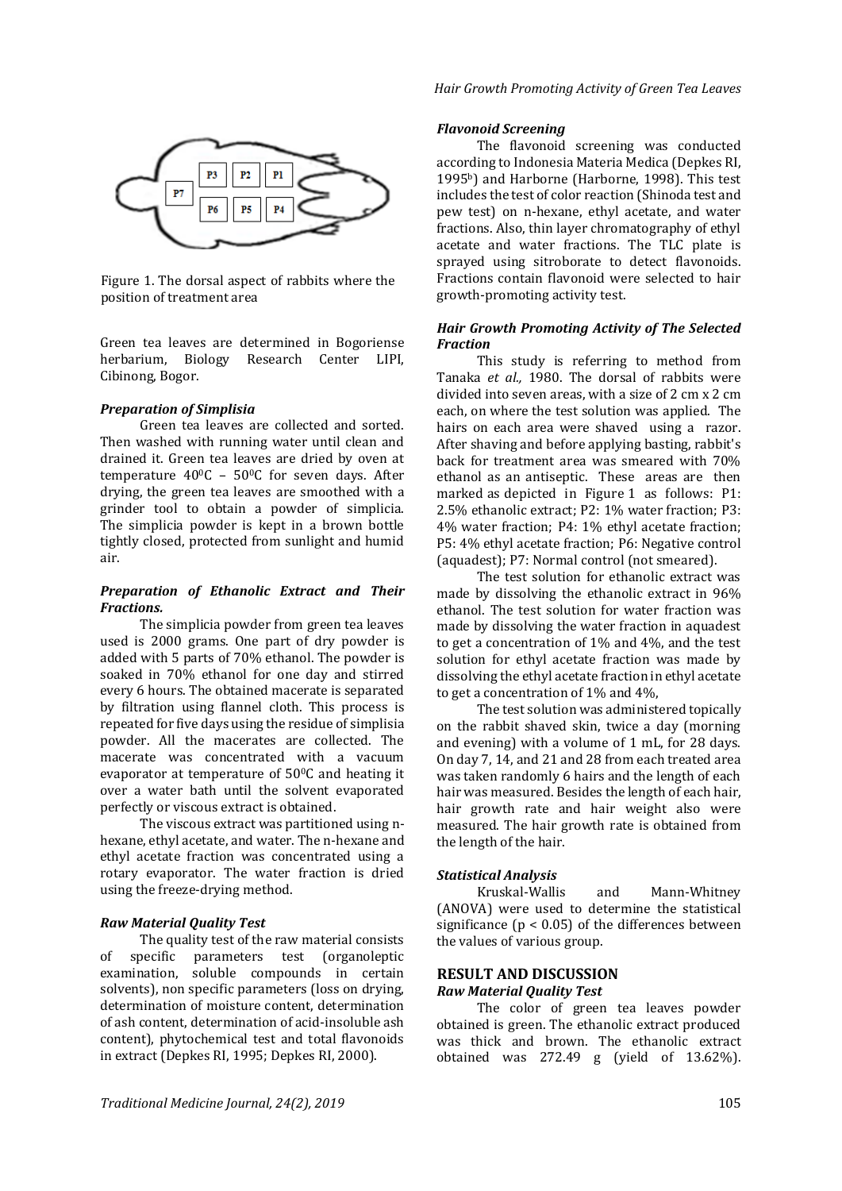Figure 1. The dorsal aspect of rabbits where the position of treatment area

Green tea leaves are determined in Bogoriense herbarium, Biology Research Center LIPI, Cibinong, Bogor.

***Preparation of Simplisia***

Green tea leaves are collected and sorted. Then washed with running water until clean and drained it. Green tea leaves are dried by oven at temperature $40^0$C – $50^0$C for seven days. After drying, the green tea leaves are smoothed with a grinder tool to obtain a powder of simplicia. The simplicia powder is kept in a brown bottle tightly closed, protected from sunlight and humid air.

***Preparation of Ethanolic Extract and Their Fractions.***

The simplicia powder from green tea leaves used is 2000 grams. One part of dry powder is added with 5 parts of 70% ethanol. The powder is soaked in 70% ethanol for one day and stirred every 6 hours. The obtained macerate is separated by filtration using flannel cloth. This process is repeated for five days using the residue of simplisia powder. All the macerates are collected. The macerate was concentrated with a vacuum evaporator at temperature of $50^0$C and heating it over a water bath until the solvent evaporated perfectly or viscous extract is obtained.

The viscous extract was partitioned using n-hexane, ethyl acetate, and water. The n-hexane and ethyl acetate fraction was concentrated using a rotary evaporator. The water fraction is dried using the freeze-drying method.

***Raw Material Quality Test***

The quality test of the raw material consists of specific parameters test (organoleptic examination, soluble compounds in certain solvents), non specific parameters (loss on drying, determination of moisture content, determination of ash content, determination of acid-insoluble ash content), phytochemical test and total flavonoids in extract (Depkes RI, 1995; Depkes RI, 2000).

***Flavonoid Screening***

The flavonoid screening was conducted according to Indonesia Materia Medica (Depkes RI, 1995[b]) and Harborne (Harborne, 1998). This test includes the test of color reaction (Shinoda test and pew test) on n-hexane, ethyl acetate, and water fractions. Also, thin layer chromatography of ethyl acetate and water fractions. The TLC plate is sprayed using sitroborate to detect flavonoids. Fractions contain flavonoid were selected to hair growth-promoting activity test.

***Hair Growth Promoting Activity of The Selected Fraction***

This study is referring to method from Tanaka *et al.,* 1980. The dorsal of rabbits were divided into seven areas, with a size of 2 cm x 2 cm each, on where the test solution was applied. The hairs on each area were shaved using a razor. After shaving and before applying basting, rabbit's back for treatment area was smeared with 70% ethanol as an antiseptic. These areas are then marked as depicted in Figure 1 as follows: P1: 2.5% ethanolic extract; P2: 1% water fraction; P3: 4% water fraction; P4: 1% ethyl acetate fraction; P5: 4% ethyl acetate fraction; P6: Negative control (aquadest); P7: Normal control (not smeared).

The test solution for ethanolic extract was made by dissolving the ethanolic extract in 96% ethanol. The test solution for water fraction was made by dissolving the water fraction in aquadest to get a concentration of 1% and 4%, and the test solution for ethyl acetate fraction was made by dissolving the ethyl acetate fraction in ethyl acetate to get a concentration of 1% and 4%,

The test solution was administered topically on the rabbit shaved skin, twice a day (morning and evening) with a volume of 1 mL, for 28 days. On day 7, 14, and 21 and 28 from each treated area was taken randomly 6 hairs and the length of each hair was measured. Besides the length of each hair, hair growth rate and hair weight also were measured. The hair growth rate is obtained from the length of the hair.

***Statistical Analysis***

Kruskal-Wallis and Mann-Whitney (ANOVA) were used to determine the statistical significance ($p < 0.05$) of the differences between the values of various group.

## RESULT AND DISCUSSION

***Raw Material Quality Test***

The color of green tea leaves powder obtained is green. The ethanolic extract produced was thick and brown. The ethanolic extract obtained was 272.49 g (yield of 13.62%).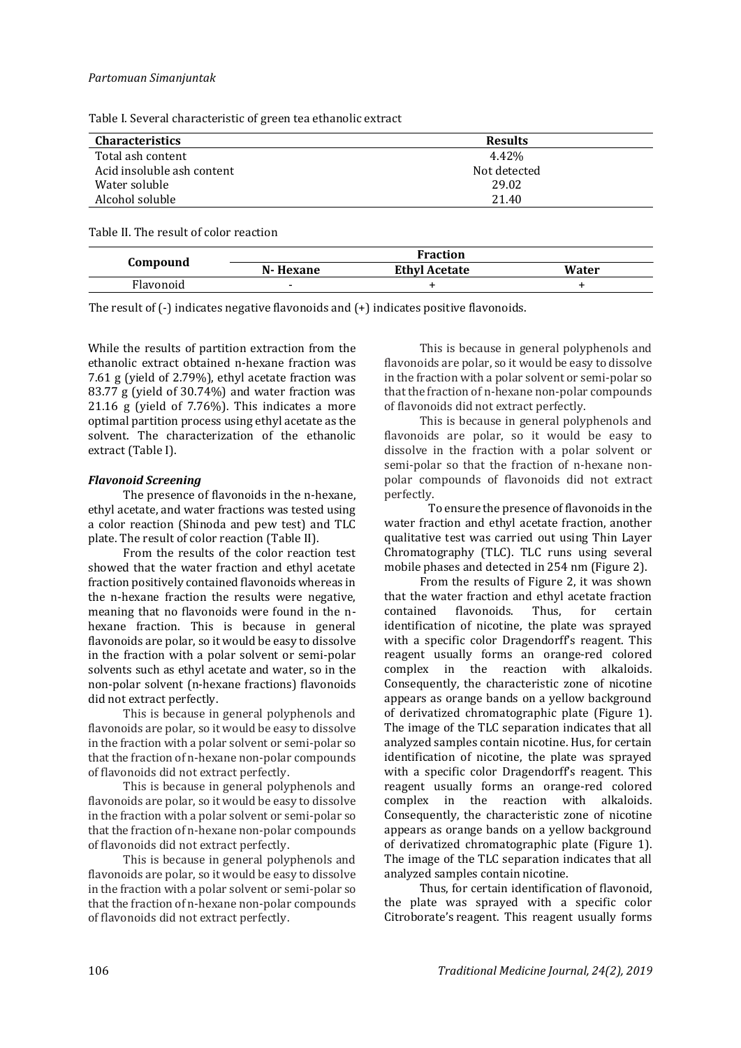Table I. Several characteristic of green tea ethanolic extract

| Characteristics | Results |
|---|---|
| Total ash content | 4.42% |
| Acid insoluble ash content | Not detected |
| Water soluble | 29.02 |
| Alcohol soluble | 21.40 |

Table II. The result of color reaction

| Compound | Fraction | | |
|---|---|---|---|
| | N- Hexane | Ethyl Acetate | Water |
| Flavonoid | - | + | + |

The result of (-) indicates negative flavonoids and (+) indicates positive flavonoids.

While the results of partition extraction from the ethanolic extract obtained n-hexane fraction was 7.61 g (yield of 2.79%), ethyl acetate fraction was 83.77 g (yield of 30.74%) and water fraction was 21.16 g (yield of 7.76%). This indicates a more optimal partition process using ethyl acetate as the solvent. The characterization of the ethanolic extract (Table I).

### *Flavonoid Screening*

The presence of flavonoids in the n-hexane, ethyl acetate, and water fractions was tested using a color reaction (Shinoda and pew test) and TLC plate. The result of color reaction (Table II).

From the results of the color reaction test showed that the water fraction and ethyl acetate fraction positively contained flavonoids whereas in the n-hexane fraction the results were negative, meaning that no flavonoids were found in the n-hexane fraction. This is because in general flavonoids are polar, so it would be easy to dissolve in the fraction with a polar solvent or semi-polar solvents such as ethyl acetate and water, so in the non-polar solvent (n-hexane fractions) flavonoids did not extract perfectly.

This is because in general polyphenols and flavonoids are polar, so it would be easy to dissolve in the fraction with a polar solvent or semi-polar so that the fraction of n-hexane non-polar compounds of flavonoids did not extract perfectly.

This is because in general polyphenols and flavonoids are polar, so it would be easy to dissolve in the fraction with a polar solvent or semi-polar so that the fraction of n-hexane non-polar compounds of flavonoids did not extract perfectly.

This is because in general polyphenols and flavonoids are polar, so it would be easy to dissolve in the fraction with a polar solvent or semi-polar so that the fraction of n-hexane non-polar compounds of flavonoids did not extract perfectly.

This is because in general polyphenols and flavonoids are polar, so it would be easy to dissolve in the fraction with a polar solvent or semi-polar so that the fraction of n-hexane non-polar compounds of flavonoids did not extract perfectly.

This is because in general polyphenols and flavonoids are polar, so it would be easy to dissolve in the fraction with a polar solvent or semi-polar so that the fraction of n-hexane non-polar compounds of flavonoids did not extract perfectly.

To ensure the presence of flavonoids in the water fraction and ethyl acetate fraction, another qualitative test was carried out using Thin Layer Chromatography (TLC). TLC runs using several mobile phases and detected in 254 nm (Figure 2).

From the results of Figure 2, it was shown that the water fraction and ethyl acetate fraction contained flavonoids. Thus, for certain identification of nicotine, the plate was sprayed with a specific color Dragendorff's reagent. This reagent usually forms an orange-red colored complex in the reaction with alkaloids. Consequently, the characteristic zone of nicotine appears as orange bands on a yellow background of derivatized chromatographic plate (Figure 1). The image of the TLC separation indicates that all analyzed samples contain nicotine. Hus, for certain identification of nicotine, the plate was sprayed with a specific color Dragendorff's reagent. This reagent usually forms an orange-red colored complex in the reaction with alkaloids. Consequently, the characteristic zone of nicotine appears as orange bands on a yellow background of derivatized chromatographic plate (Figure 1). The image of the TLC separation indicates that all analyzed samples contain nicotine.

Thus, for certain identification of flavonoid, the plate was sprayed with a specific color Citroborate's reagent. This reagent usually forms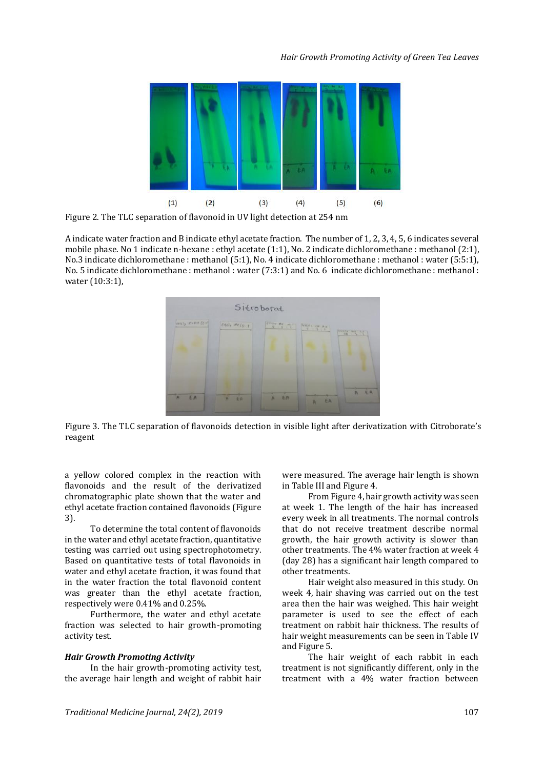Figure 2. The TLC separation of flavonoid in UV light detection at 254 nm

A indicate water fraction and B indicate ethyl acetate fraction. The number of 1, 2, 3, 4, 5, 6 indicates several mobile phase. No 1 indicate n-hexane : ethyl acetate (1:1), No. 2 indicate dichloromethane : methanol (2:1), No.3 indicate dichloromethane : methanol (5:1), No. 4 indicate dichloromethane : methanol : water (5:5:1), No. 5 indicate dichloromethane : methanol : water (7:3:1) and No. 6 indicate dichloromethane : methanol : water (10:3:1),

Figure 3. The TLC separation of flavonoids detection in visible light after derivatization with Citroborate's reagent

a yellow colored complex in the reaction with flavonoids and the result of the derivatized chromatographic plate shown that the water and ethyl acetate fraction contained flavonoids (Figure 3).

To determine the total content of flavonoids in the water and ethyl acetate fraction, quantitative testing was carried out using spectrophotometry. Based on quantitative tests of total flavonoids in water and ethyl acetate fraction, it was found that in the water fraction the total flavonoid content was greater than the ethyl acetate fraction, respectively were 0.41% and 0.25%.

Furthermore, the water and ethyl acetate fraction was selected to hair growth-promoting activity test.

#### *Hair Growth Promoting Activity*

In the hair growth-promoting activity test, the average hair length and weight of rabbit hair were measured. The average hair length is shown in Table III and Figure 4.

From Figure 4, hair growth activity was seen at week 1. The length of the hair has increased every week in all treatments. The normal controls that do not receive treatment describe normal growth, the hair growth activity is slower than other treatments. The 4% water fraction at week 4 (day 28) has a significant hair length compared to other treatments.

Hair weight also measured in this study. On week 4, hair shaving was carried out on the test area then the hair was weighed. This hair weight parameter is used to see the effect of each treatment on rabbit hair thickness. The results of hair weight measurements can be seen in Table IV and Figure 5.

The hair weight of each rabbit in each treatment is not significantly different, only in the treatment with a 4% water fraction between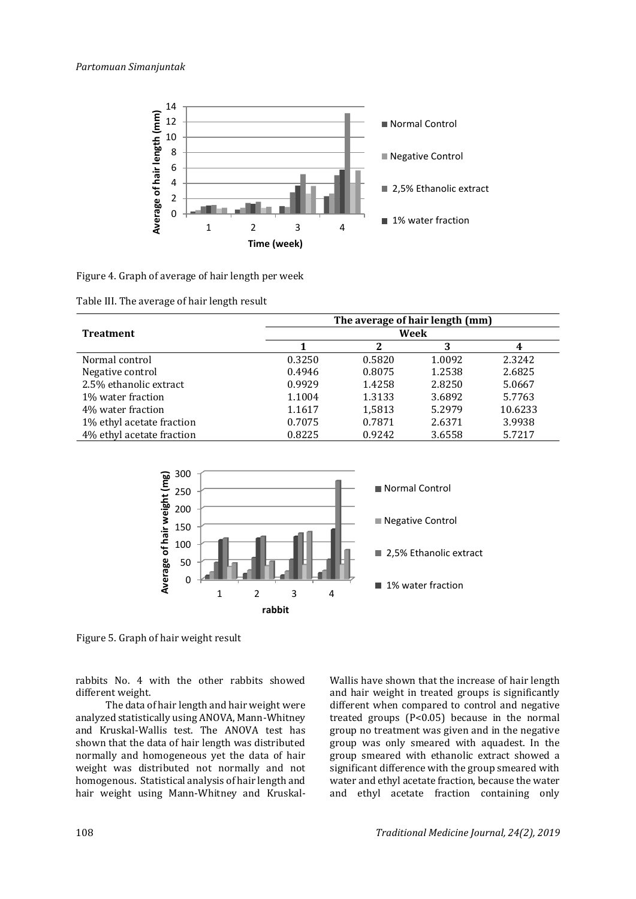14
12
10
8
6
4
2
0

Average of hair length (mm)

1 2 3 4

Time (week)

Normal Control

Negative Control

2,5% Ethanolic extract

1% water fraction

Figure 4. Graph of average of hair length per week

Table III. The average of hair length result

| Treatment | The average of hair length (mm) | | | |
|---|---|---|---|---|
| | Week | | | |
| | 1 | 2 | 3 | 4 |
| Normal control | 0.3250 | 0.5820 | 1.0092 | 2.3242 |
| Negative control | 0.4946 | 0.8075 | 1.2538 | 2.6825 |
| 2.5% ethanolic extract | 0.9929 | 1.4258 | 2.8250 | 5.0667 |
| 1% water fraction | 1.1004 | 1.3133 | 3.6892 | 5.7763 |
| 4% water fraction | 1.1617 | 1,5813 | 5.2979 | 10.6233 |
| 1% ethyl acetate fraction | 0.7075 | 0.7871 | 2.6371 | 3.9938 |
| 4% ethyl acetate fraction | 0.8225 | 0.9242 | 3.6558 | 5.7217 |

300
250
200
150
100
50
0

Average of hair weight (mg)

1 2 3 4

rabbit

Normal Control

Negative Control

2,5% Ethanolic extract

1% water fraction

Figure 5. Graph of hair weight result

rabbits No. 4 with the other rabbits showed different weight.

The data of hair length and hair weight were analyzed statistically using ANOVA, Mann-Whitney and Kruskal-Wallis test. The ANOVA test has shown that the data of hair length was distributed normally and homogeneous yet the data of hair weight was distributed not normally and not homogenous. Statistical analysis of hair length and hair weight using Mann-Whitney and Kruskal-Wallis have shown that the increase of hair length and hair weight in treated groups is significantly different when compared to control and negative treated groups ($P<0.05$) because in the normal group no treatment was given and in the negative group was only smeared with aquadest. In the group smeared with ethanolic extract showed a significant difference with the group smeared with water and ethyl acetate fraction, because the water and ethyl acetate fraction containing only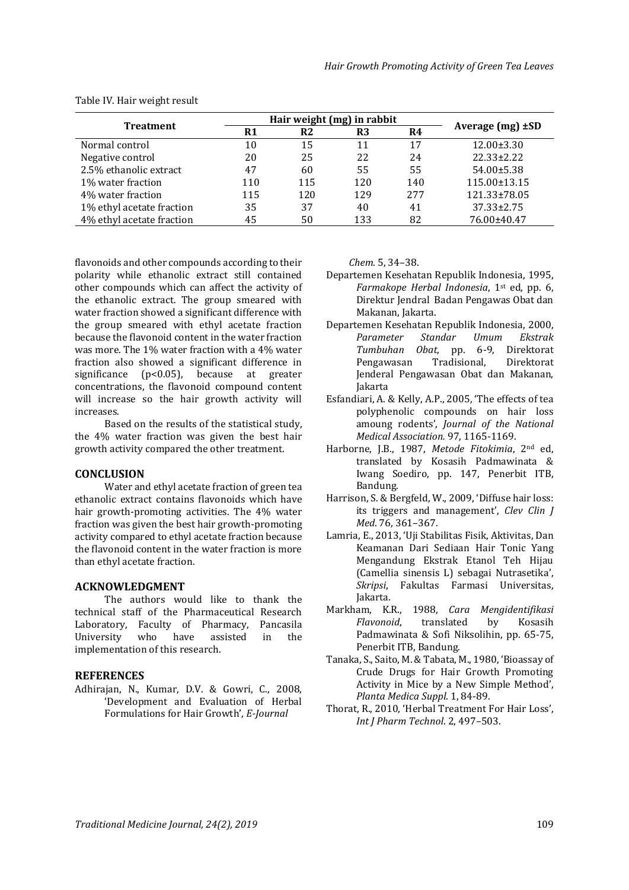Table IV. Hair weight result

| Treatment | Hair weight (mg) in rabbit | | | | Average (mg) ±SD |
|---|---|---|---|---|---|
| | R1 | R2 | R3 | R4 | |
| Normal control | 10 | 15 | 11 | 17 | 12.00±3.30 |
| Negative control | 20 | 25 | 22 | 24 | 22.33±2.22 |
| 2.5% ethanolic extract | 47 | 60 | 55 | 55 | 54.00±5.38 |
| 1% water fraction | 110 | 115 | 120 | 140 | 115.00±13.15 |
| 4% water fraction | 115 | 120 | 129 | 277 | 121.33±78.05 |
| 1% ethyl acetate fraction | 35 | 37 | 40 | 41 | 37.33±2.75 |
| 4% ethyl acetate fraction | 45 | 50 | 133 | 82 | 76.00±40.47 |

flavonoids and other compounds according to their polarity while ethanolic extract still contained other compounds which can affect the activity of the ethanolic extract. The group smeared with water fraction showed a significant difference with the group smeared with ethyl acetate fraction because the flavonoid content in the water fraction was more. The 1% water fraction with a 4% water fraction also showed a significant difference in significance ($p<0.05$), because at greater concentrations, the flavonoid compound content will increase so the hair growth activity will increases.

Based on the results of the statistical study, the 4% water fraction was given the best hair growth activity compared the other treatment.

## CONCLUSION

Water and ethyl acetate fraction of green tea ethanolic extract contains flavonoids which have hair growth-promoting activities. The 4% water fraction was given the best hair growth-promoting activity compared to ethyl acetate fraction because the flavonoid content in the water fraction is more than ethyl acetate fraction.

## ACKNOWLEDGMENT

The authors would like to thank the technical staff of the Pharmaceutical Research Laboratory, Faculty of Pharmacy, Pancasila University who have assisted in the implementation of this research.

## REFERENCES

Adhirajan, N., Kumar, D.V. & Gowri, C., 2008, 'Development and Evaluation of Herbal Formulations for Hair Growth', *E-Journal Chem*. 5, 34–38.

Departemen Kesehatan Republik Indonesia, 1995, *Farmakope Herbal Indonesia*, 1st ed, pp. 6, Direktur Jendral Badan Pengawas Obat dan Makanan, Jakarta.

Departemen Kesehatan Republik Indonesia, 2000, *Parameter Standar Umum Ekstrak Tumbuhan Obat*, pp. 6-9, Direktorat Pengawasan Tradisional, Direktorat Jenderal Pengawasan Obat dan Makanan, Jakarta

Esfandiari, A. & Kelly, A.P., 2005, 'The effects of tea polyphenolic compounds on hair loss amoung rodents', *Journal of the National Medical Association.* 97, 1165-1169.

Harborne, J.B., 1987, *Metode Fitokimia*, 2nd ed, translated by Kosasih Padmawinata & Iwang Soediro, pp. 147, Penerbit ITB, Bandung.

Harrison, S. & Bergfeld, W., 2009, 'Diffuse hair loss: its triggers and management', *Clev Clin J Med*. 76, 361–367.

Lamria, E., 2013, 'Uji Stabilitas Fisik, Aktivitas, Dan Keamanan Dari Sediaan Hair Tonic Yang Mengandung Ekstrak Etanol Teh Hijau (Camellia sinensis L) sebagai Nutrasetika', *Skripsi*, Fakultas Farmasi Universitas, Jakarta.

Markham, K.R., 1988, *Cara Mengidentifikasi Flavonoid*, translated by Kosasih Padmawinata & Sofi Niksolihin, pp. 65-75, Penerbit ITB, Bandung.

Tanaka, S., Saito, M. & Tabata, M., 1980, 'Bioassay of Crude Drugs for Hair Growth Promoting Activity in Mice by a New Simple Method', *Planta Medica Suppl*. 1, 84-89.

Thorat, R., 2010, 'Herbal Treatment For Hair Loss', *Int J Pharm Technol*. 2, 497–503.